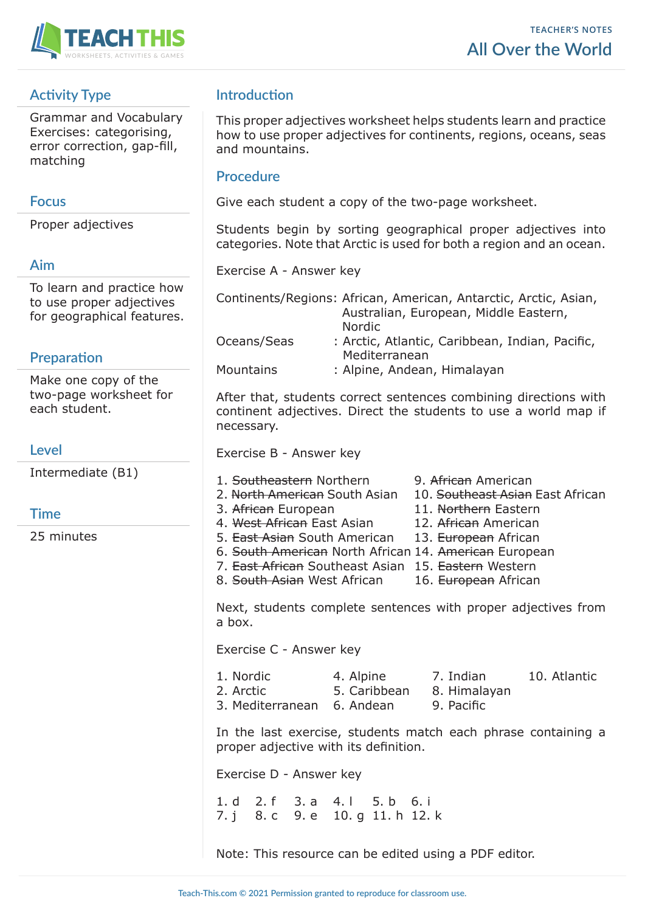TEACHER'S NOTES

# All Over the World

## Activity Type

Grammar and Vocabulary Exercises: categorising, error correction, gap-fill, matching

## Focus

Proper adjectives

## Aim

To learn and practice how to use proper adjectives for geographical features.

## Preparation

Make one copy of the two-page worksheet for each student.

## Level

Intermediate (B1)

## Time

25 minutes

## Introduction

This proper adjectives worksheet helps students learn and practice how to use proper adjectives for continents, regions, oceans, seas and mountains.

## Procedure

Give each student a copy of the two-page worksheet.

Students begin by sorting geographical proper adjectives into categories. Note that Arctic is used for both a region and an ocean.

Exercise A - Answer key

Continents/Regions: African, American, Antarctic, Arctic, Asian, Australian, European, Middle Eastern, Nordic
Oceans/Seas : Arctic, Atlantic, Caribbean, Indian, Pacific, Mediterranean
Mountains : Alpine, Andean, Himalayan

After that, students correct sentences combining directions with continent adjectives. Direct the students to use a world map if necessary.

Exercise B - Answer key

1. ~~Southeastern~~ Northern
2. ~~North American~~ South Asian
3. ~~African~~ European
4. ~~West African~~ East Asian
5. ~~East Asian~~ South American
6. ~~South American~~ North African
7. ~~East African~~ Southeast Asian
8. ~~South Asian~~ West African
9. ~~African~~ American
10. ~~Southeast Asian~~ East African
11. ~~Northern~~ Eastern
12. ~~African~~ American
13. ~~European~~ African
14. ~~American~~ European
15. ~~Eastern~~ Western
16. ~~European~~ African

Next, students complete sentences with proper adjectives from a box.

Exercise C - Answer key

1. Nordic
2. Arctic
3. Mediterranean
4. Alpine
5. Caribbean
6. Andean
7. Indian
8. Himalayan
9. Pacific
10. Atlantic

In the last exercise, students match each phrase containing a proper adjective with its definition.

Exercise D - Answer key

1. d 2. f 3. a 4. l 5. b 6. i
7. j 8. c 9. e 10. g 11. h 12. k

Note: This resource can be edited using a PDF editor.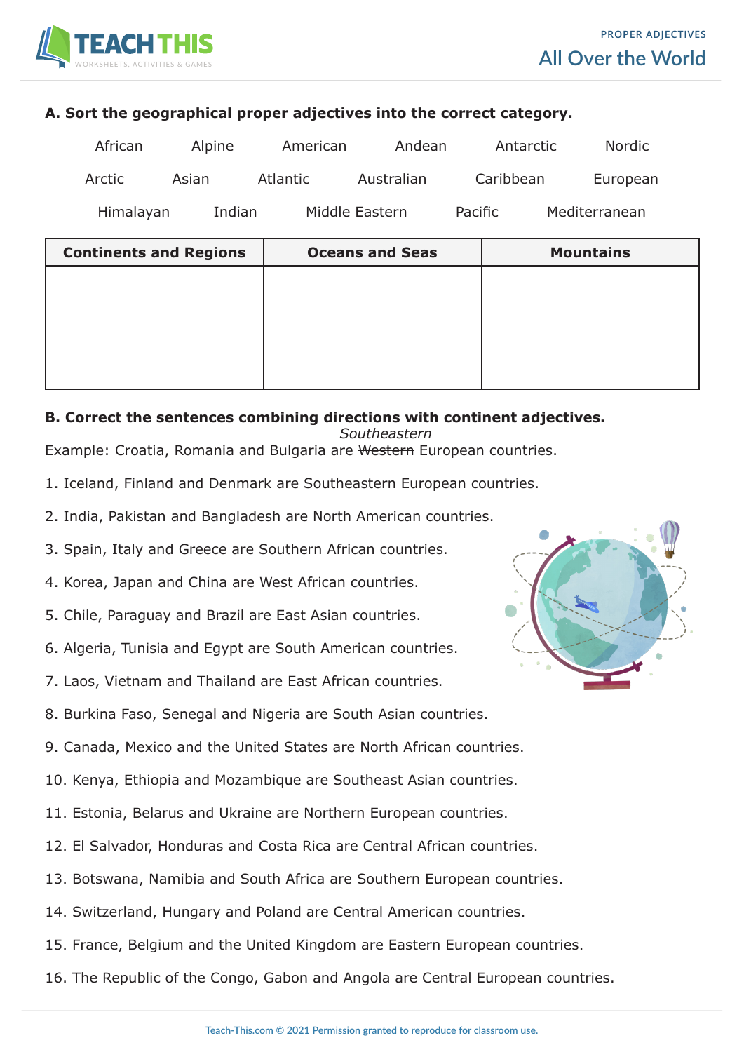PROPER ADJECTIVES

# All Over the World

**A. Sort the geographical proper adjectives into the correct category.**

African Alpine American Andean Antarctic Nordic

Arctic Asian Atlantic Australian Caribbean European

Himalayan Indian Middle Eastern Pacific Mediterranean

| Continents and Regions | Oceans and Seas | Mountains |
|---|---|---|
| | | |

**B. Correct the sentences combining directions with continent adjectives.**

Example: Croatia, Romania and Bulgaria are ~~Western~~ *Southeastern* European countries.

1. Iceland, Finland and Denmark are Southeastern European countries.
2. India, Pakistan and Bangladesh are North American countries.
3. Spain, Italy and Greece are Southern African countries.
4. Korea, Japan and China are West African countries.
5. Chile, Paraguay and Brazil are East Asian countries.
6. Algeria, Tunisia and Egypt are South American countries.
7. Laos, Vietnam and Thailand are East African countries.
8. Burkina Faso, Senegal and Nigeria are South Asian countries.
9. Canada, Mexico and the United States are North African countries.
10. Kenya, Ethiopia and Mozambique are Southeast Asian countries.
11. Estonia, Belarus and Ukraine are Northern European countries.
12. El Salvador, Honduras and Costa Rica are Central African countries.
13. Botswana, Namibia and South Africa are Southern European countries.
14. Switzerland, Hungary and Poland are Central American countries.
15. France, Belgium and the United Kingdom are Eastern European countries.
16. The Republic of the Congo, Gabon and Angola are Central European countries.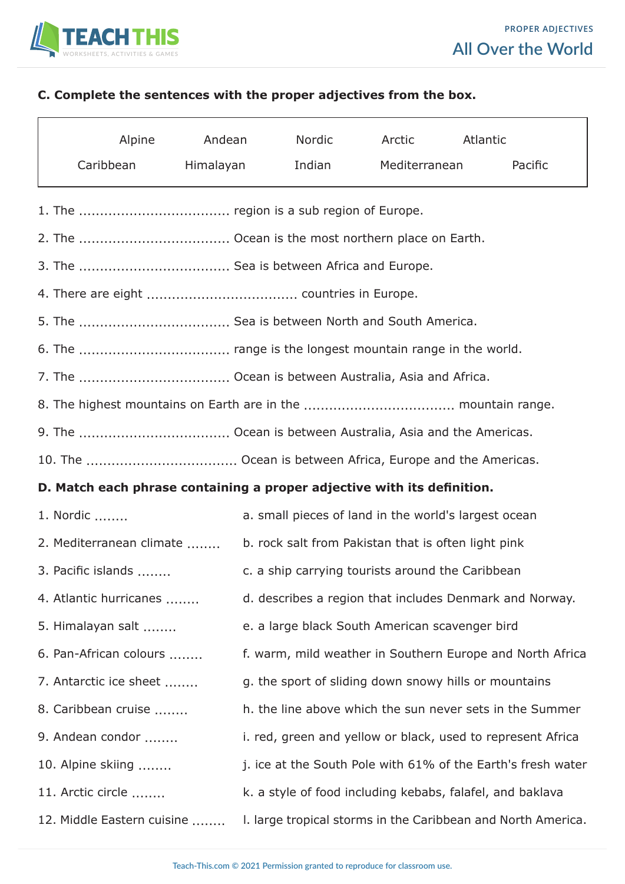**C. Complete the sentences with the proper adjectives from the box.**

| | | | | |
|---|---|---|---|---|
| Alpine | Andean | Nordic | Arctic | Atlantic |
| Caribbean | Himalayan | Indian | Mediterranean | Pacific |

1. The .................................... region is a sub region of Europe.
2. The .................................... Ocean is the most northern place on Earth.
3. The .................................... Sea is between Africa and Europe.
4. There are eight .................................... countries in Europe.
5. The .................................... Sea is between North and South America.
6. The .................................... range is the longest mountain range in the world.
7. The .................................... Ocean is between Australia, Asia and Africa.
8. The highest mountains on Earth are in the .................................... mountain range.
9. The .................................... Ocean is between Australia, Asia and the Americas.
10. The .................................... Ocean is between Africa, Europe and the Americas.

**D. Match each phrase containing a proper adjective with its definition.**

| | |
|---|---|
| 1. Nordic ........ | a. small pieces of land in the world's largest ocean |
| 2. Mediterranean climate ........ | b. rock salt from Pakistan that is often light pink |
| 3. Pacific islands ........ | c. a ship carrying tourists around the Caribbean |
| 4. Atlantic hurricanes ........ | d. describes a region that includes Denmark and Norway. |
| 5. Himalayan salt ........ | e. a large black South American scavenger bird |
| 6. Pan-African colours ........ | f. warm, mild weather in Southern Europe and North Africa |
| 7. Antarctic ice sheet ........ | g. the sport of sliding down snowy hills or mountains |
| 8. Caribbean cruise ........ | h. the line above which the sun never sets in the Summer |
| 9. Andean condor ........ | i. red, green and yellow or black, used to represent Africa |
| 10. Alpine skiing ........ | j. ice at the South Pole with 61% of the Earth's fresh water |
| 11. Arctic circle ........ | k. a style of food including kebabs, falafel, and baklava |
| 12. Middle Eastern cuisine ........ | l. large tropical storms in the Caribbean and North America. |